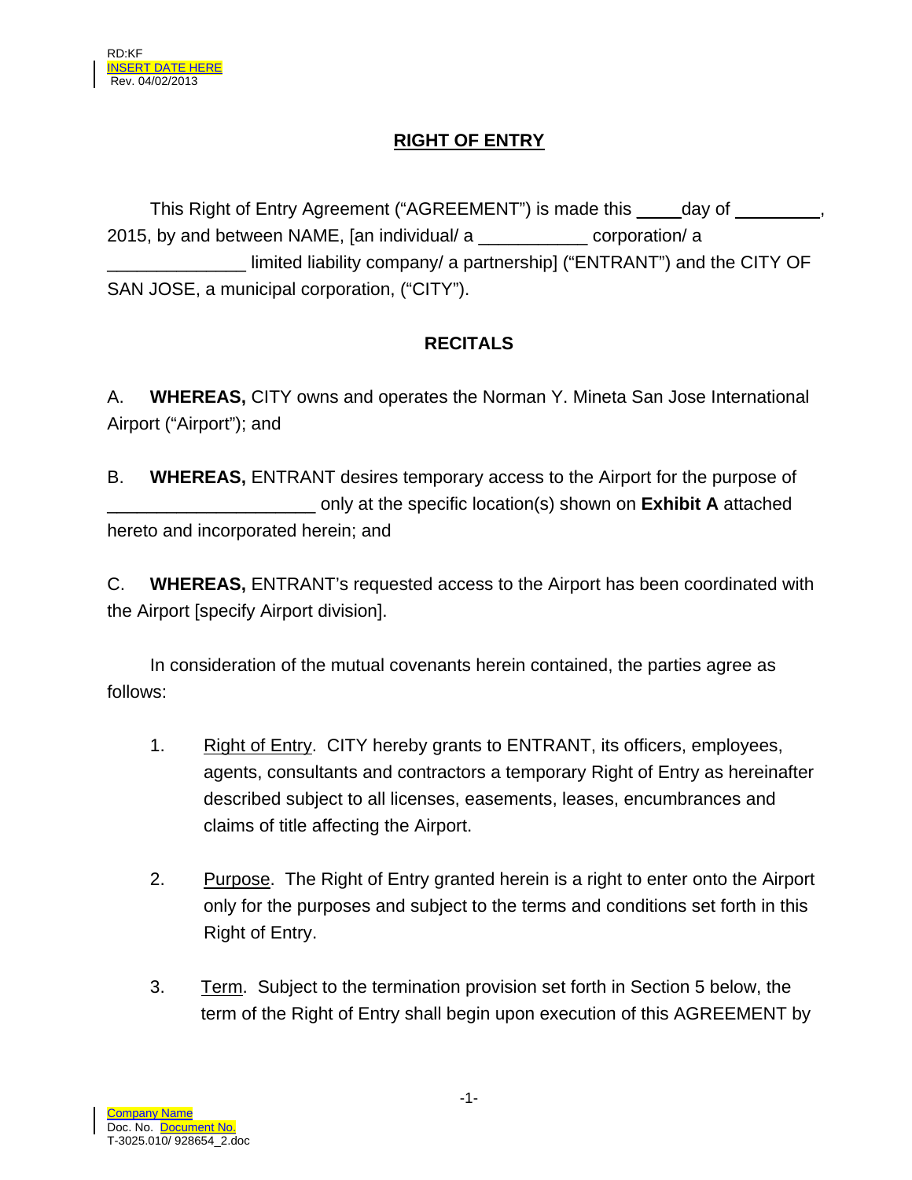RD:KF
INSERT DATE HERE
Rev. 04/02/2013

# RIGHT OF ENTRY

This Right of Entry Agreement ("AGREEMENT") is made this _____day of _________, 2015, by and between NAME, [an individual/ a ___________ corporation/ a ______________ limited liability company/ a partnership] ("ENTRANT") and the CITY OF SAN JOSE, a municipal corporation, ("CITY").

## RECITALS

A. **WHEREAS,** CITY owns and operates the Norman Y. Mineta San Jose International Airport ("Airport"); and

B. **WHEREAS,** ENTRANT desires temporary access to the Airport for the purpose of ______________________ only at the specific location(s) shown on **Exhibit A** attached hereto and incorporated herein; and

C. **WHEREAS,** ENTRANT's requested access to the Airport has been coordinated with the Airport [specify Airport division].

In consideration of the mutual covenants herein contained, the parties agree as follows:

1. Right of Entry. CITY hereby grants to ENTRANT, its officers, employees, agents, consultants and contractors a temporary Right of Entry as hereinafter described subject to all licenses, easements, leases, encumbrances and claims of title affecting the Airport.

2. Purpose. The Right of Entry granted herein is a right to enter onto the Airport only for the purposes and subject to the terms and conditions set forth in this Right of Entry.

3. Term. Subject to the termination provision set forth in Section 5 below, the term of the Right of Entry shall begin upon execution of this AGREEMENT by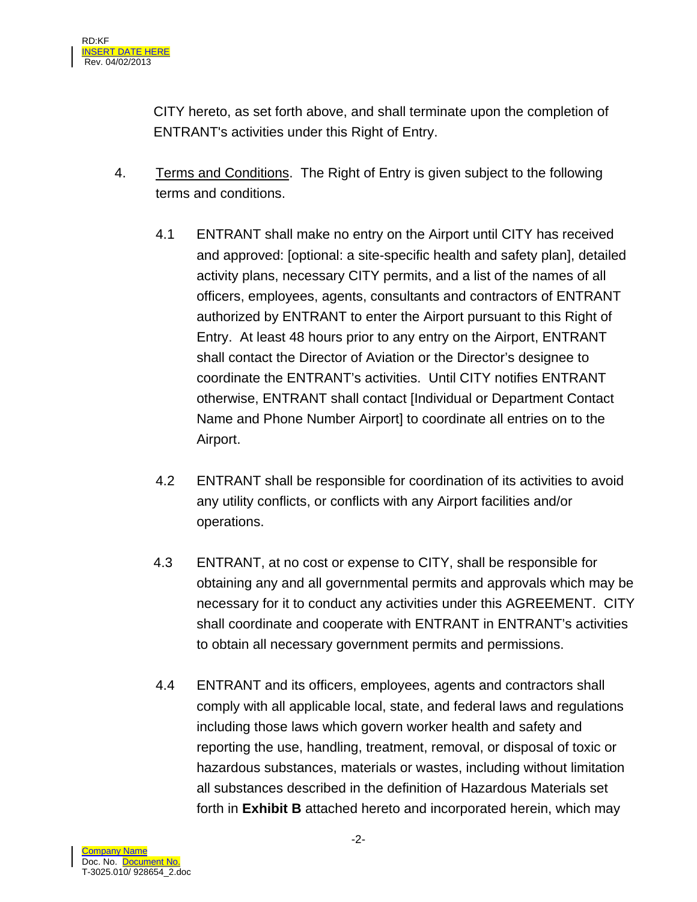CITY hereto, as set forth above, and shall terminate upon the completion of ENTRANT's activities under this Right of Entry.

4. Terms and Conditions. The Right of Entry is given subject to the following terms and conditions.

   4.1 ENTRANT shall make no entry on the Airport until CITY has received and approved: [optional: a site-specific health and safety plan], detailed activity plans, necessary CITY permits, and a list of the names of all officers, employees, agents, consultants and contractors of ENTRANT authorized by ENTRANT to enter the Airport pursuant to this Right of Entry. At least 48 hours prior to any entry on the Airport, ENTRANT shall contact the Director of Aviation or the Director's designee to coordinate the ENTRANT's activities. Until CITY notifies ENTRANT otherwise, ENTRANT shall contact [Individual or Department Contact Name and Phone Number Airport] to coordinate all entries on to the Airport.

   4.2 ENTRANT shall be responsible for coordination of its activities to avoid any utility conflicts, or conflicts with any Airport facilities and/or operations.

   4.3 ENTRANT, at no cost or expense to CITY, shall be responsible for obtaining any and all governmental permits and approvals which may be necessary for it to conduct any activities under this AGREEMENT. CITY shall coordinate and cooperate with ENTRANT in ENTRANT's activities to obtain all necessary government permits and permissions.

   4.4 ENTRANT and its officers, employees, agents and contractors shall comply with all applicable local, state, and federal laws and regulations including those laws which govern worker health and safety and reporting the use, handling, treatment, removal, or disposal of toxic or hazardous substances, materials or wastes, including without limitation all substances described in the definition of Hazardous Materials set forth in **Exhibit B** attached hereto and incorporated herein, which may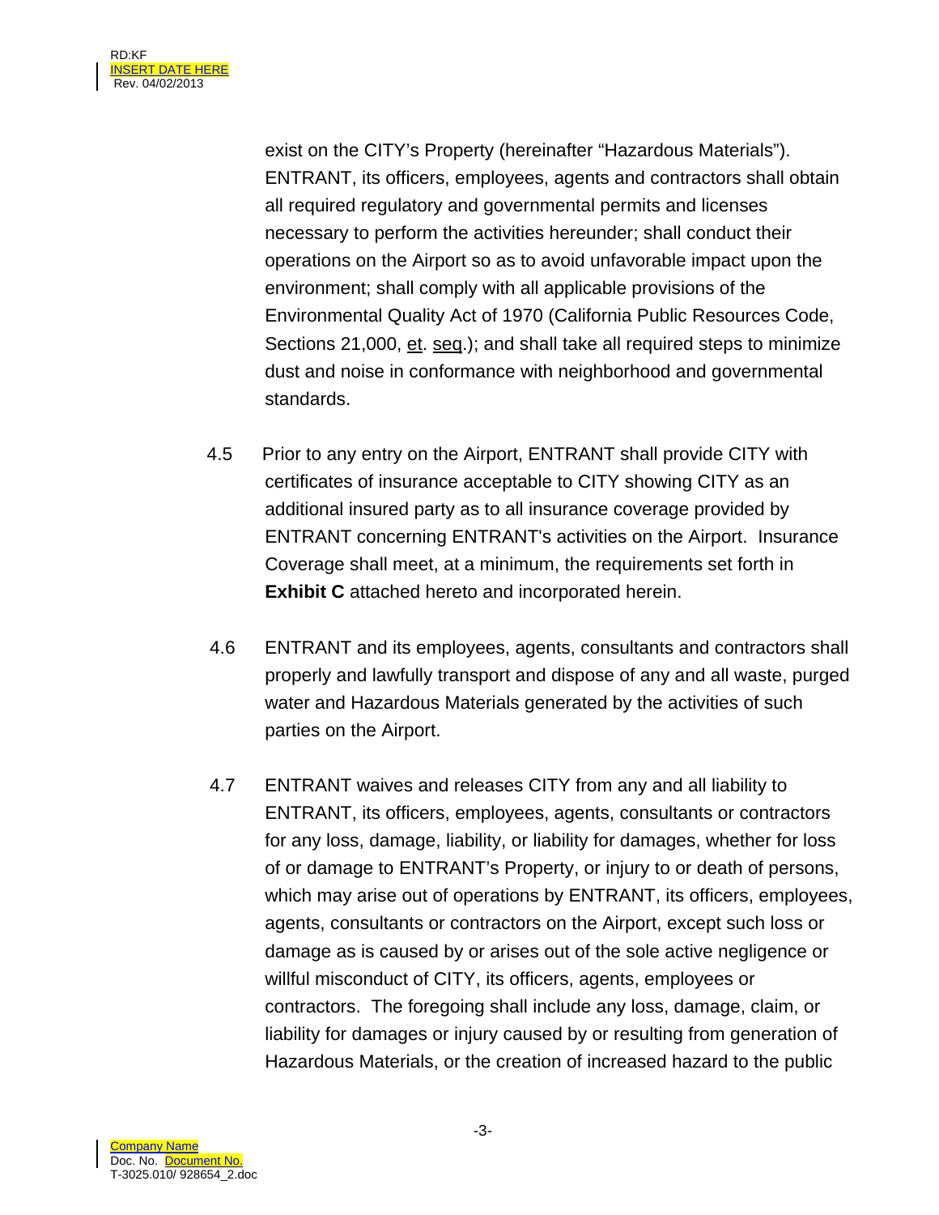exist on the CITY's Property (hereinafter "Hazardous Materials"). ENTRANT, its officers, employees, agents and contractors shall obtain all required regulatory and governmental permits and licenses necessary to perform the activities hereunder; shall conduct their operations on the Airport so as to avoid unfavorable impact upon the environment; shall comply with all applicable provisions of the Environmental Quality Act of 1970 (California Public Resources Code, Sections 21,000, et. seq.); and shall take all required steps to minimize dust and noise in conformance with neighborhood and governmental standards.

4.5 Prior to any entry on the Airport, ENTRANT shall provide CITY with certificates of insurance acceptable to CITY showing CITY as an additional insured party as to all insurance coverage provided by ENTRANT concerning ENTRANT's activities on the Airport. Insurance Coverage shall meet, at a minimum, the requirements set forth in **Exhibit C** attached hereto and incorporated herein.

4.6 ENTRANT and its employees, agents, consultants and contractors shall properly and lawfully transport and dispose of any and all waste, purged water and Hazardous Materials generated by the activities of such parties on the Airport.

4.7 ENTRANT waives and releases CITY from any and all liability to ENTRANT, its officers, employees, agents, consultants or contractors for any loss, damage, liability, or liability for damages, whether for loss of or damage to ENTRANT's Property, or injury to or death of persons, which may arise out of operations by ENTRANT, its officers, employees, agents, consultants or contractors on the Airport, except such loss or damage as is caused by or arises out of the sole active negligence or willful misconduct of CITY, its officers, agents, employees or contractors. The foregoing shall include any loss, damage, claim, or liability for damages or injury caused by or resulting from generation of Hazardous Materials, or the creation of increased hazard to the public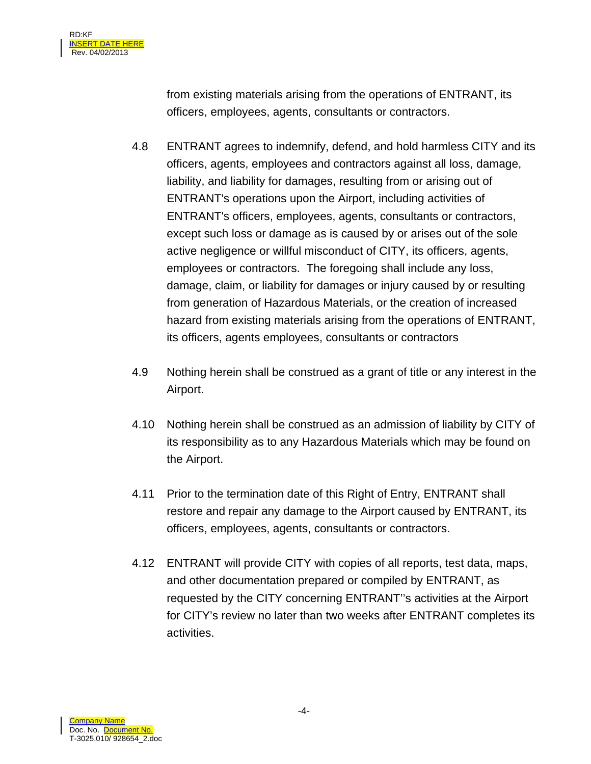from existing materials arising from the operations of ENTRANT, its officers, employees, agents, consultants or contractors.

4.8 ENTRANT agrees to indemnify, defend, and hold harmless CITY and its officers, agents, employees and contractors against all loss, damage, liability, and liability for damages, resulting from or arising out of ENTRANT's operations upon the Airport, including activities of ENTRANT's officers, employees, agents, consultants or contractors, except such loss or damage as is caused by or arises out of the sole active negligence or willful misconduct of CITY, its officers, agents, employees or contractors. The foregoing shall include any loss, damage, claim, or liability for damages or injury caused by or resulting from generation of Hazardous Materials, or the creation of increased hazard from existing materials arising from the operations of ENTRANT, its officers, agents employees, consultants or contractors

4.9 Nothing herein shall be construed as a grant of title or any interest in the Airport.

4.10 Nothing herein shall be construed as an admission of liability by CITY of its responsibility as to any Hazardous Materials which may be found on the Airport.

4.11 Prior to the termination date of this Right of Entry, ENTRANT shall restore and repair any damage to the Airport caused by ENTRANT, its officers, employees, agents, consultants or contractors.

4.12 ENTRANT will provide CITY with copies of all reports, test data, maps, and other documentation prepared or compiled by ENTRANT, as requested by the CITY concerning ENTRANT''s activities at the Airport for CITY's review no later than two weeks after ENTRANT completes its activities.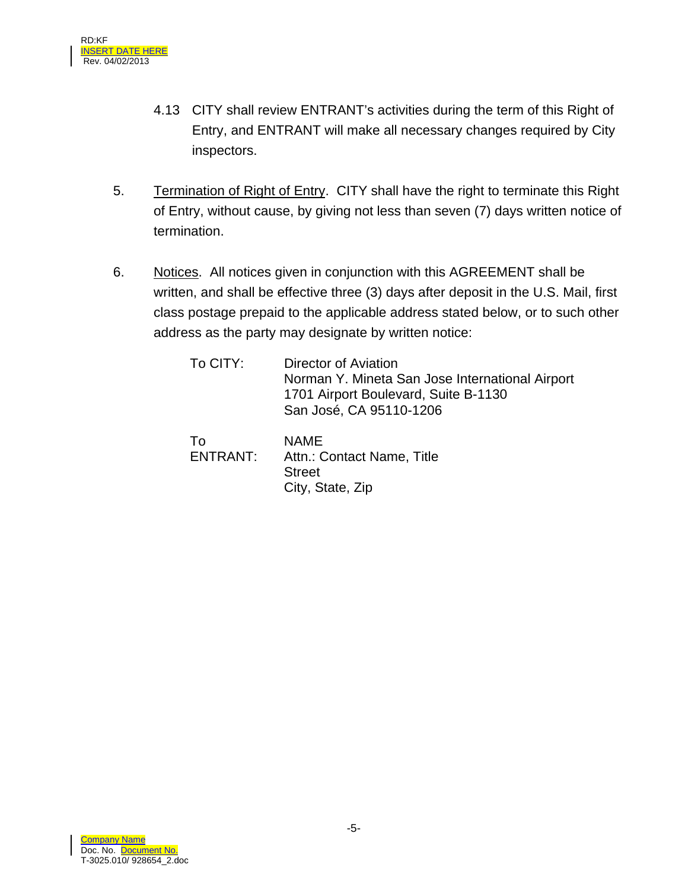4.13 CITY shall review ENTRANT's activities during the term of this Right of Entry, and ENTRANT will make all necessary changes required by City inspectors.

5. Termination of Right of Entry. CITY shall have the right to terminate this Right of Entry, without cause, by giving not less than seven (7) days written notice of termination.

6. Notices. All notices given in conjunction with this AGREEMENT shall be written, and shall be effective three (3) days after deposit in the U.S. Mail, first class postage prepaid to the applicable address stated below, or to such other address as the party may designate by written notice:

To CITY: Director of Aviation
Norman Y. Mineta San Jose International Airport
1701 Airport Boulevard, Suite B-1130
San José, CA 95110-1206

To ENTRANT: NAME
Attn.: Contact Name, Title
Street
City, State, Zip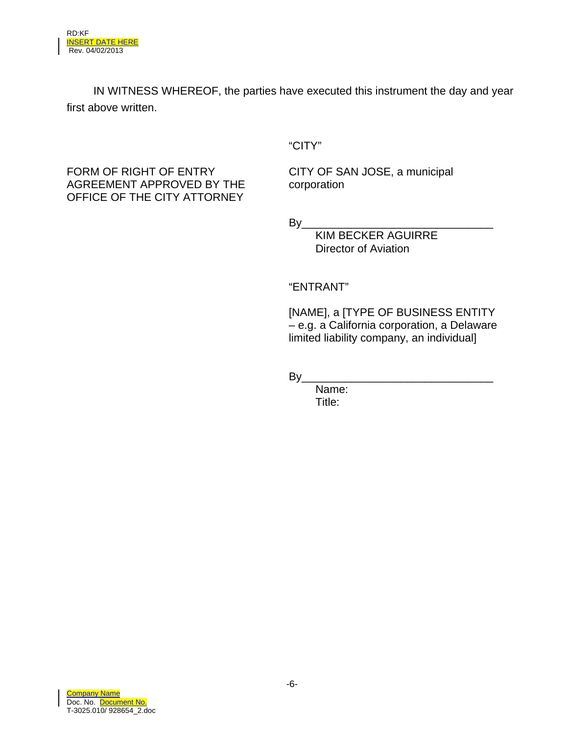IN WITNESS WHEREOF, the parties have executed this instrument the day and year first above written.

"CITY"

FORM OF RIGHT OF ENTRY AGREEMENT APPROVED BY THE OFFICE OF THE CITY ATTORNEY

CITY OF SAN JOSE, a municipal corporation

By_______________________________
KIM BECKER AGUIRRE
Director of Aviation

"ENTRANT"

[NAME], a [TYPE OF BUSINESS ENTITY – e.g. a California corporation, a Delaware limited liability company, an individual]

By_______________________________
Name:
Title: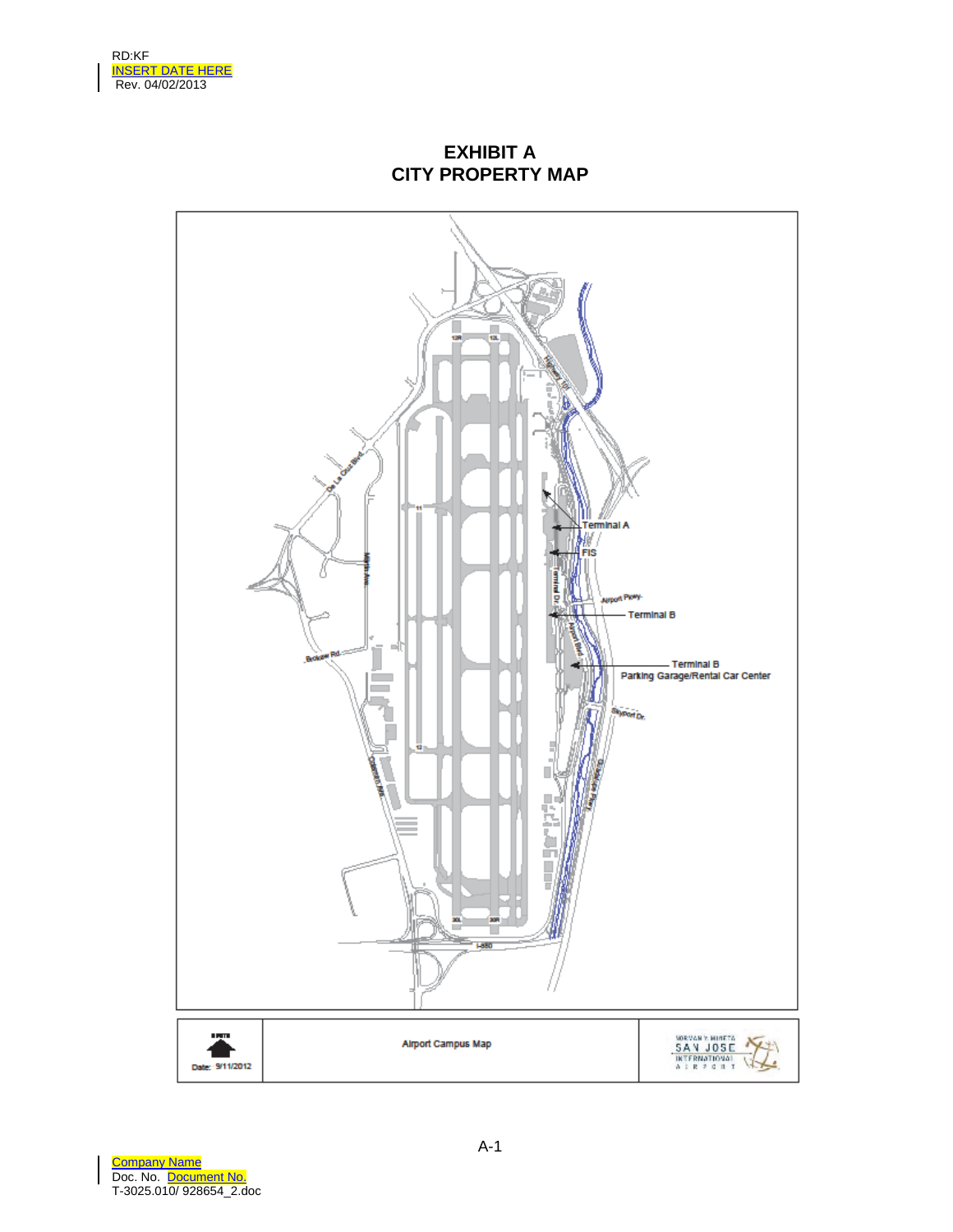RD:KF
INSERT DATE HERE
Rev. 04/02/2013

# EXHIBIT A
## CITY PROPERTY MAP

Terminal A

FIS

Terminal B

Terminal B
Parking Garage/Rental Car Center

| NORTH Date: 9/11/2012 | Airport Campus Map | NORMAN Y. MINETA SAN JOSE INTERNATIONAL AIRPORT |
|---|---|---|

Company Name
Doc. No. Document No.
T-3025.010/ 928654_2.doc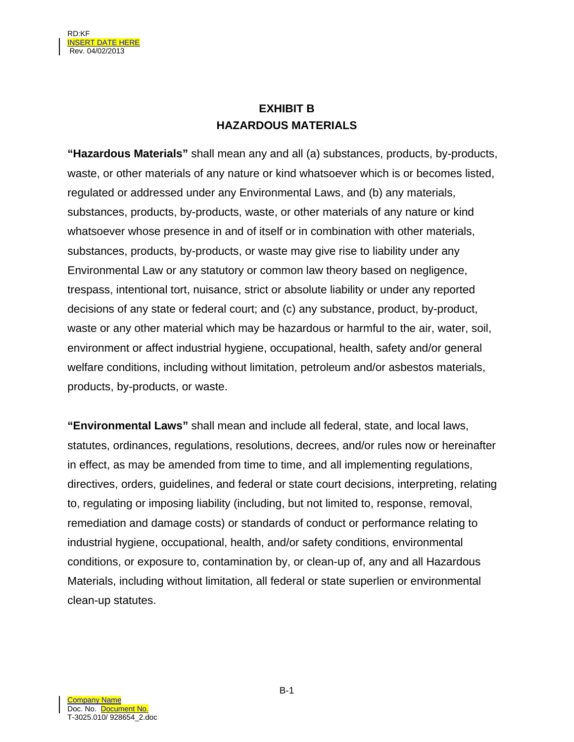# EXHIBIT B
# HAZARDOUS MATERIALS

**"Hazardous Materials"** shall mean any and all (a) substances, products, by-products, waste, or other materials of any nature or kind whatsoever which is or becomes listed, regulated or addressed under any Environmental Laws, and (b) any materials, substances, products, by-products, waste, or other materials of any nature or kind whatsoever whose presence in and of itself or in combination with other materials, substances, products, by-products, or waste may give rise to liability under any Environmental Law or any statutory or common law theory based on negligence, trespass, intentional tort, nuisance, strict or absolute liability or under any reported decisions of any state or federal court; and (c) any substance, product, by-product, waste or any other material which may be hazardous or harmful to the air, water, soil, environment or affect industrial hygiene, occupational, health, safety and/or general welfare conditions, including without limitation, petroleum and/or asbestos materials, products, by-products, or waste.

**"Environmental Laws"** shall mean and include all federal, state, and local laws, statutes, ordinances, regulations, resolutions, decrees, and/or rules now or hereinafter in effect, as may be amended from time to time, and all implementing regulations, directives, orders, guidelines, and federal or state court decisions, interpreting, relating to, regulating or imposing liability (including, but not limited to, response, removal, remediation and damage costs) or standards of conduct or performance relating to industrial hygiene, occupational, health, and/or safety conditions, environmental conditions, or exposure to, contamination by, or clean-up of, any and all Hazardous Materials, including without limitation, all federal or state superlien or environmental clean-up statutes.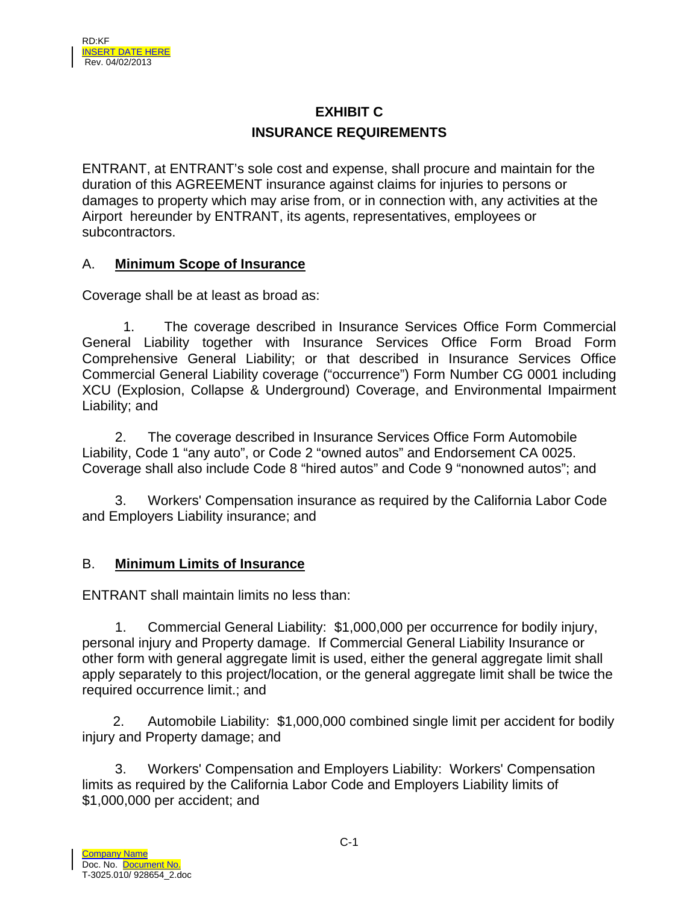# EXHIBIT C
# INSURANCE REQUIREMENTS

ENTRANT, at ENTRANT's sole cost and expense, shall procure and maintain for the duration of this AGREEMENT insurance against claims for injuries to persons or damages to property which may arise from, or in connection with, any activities at the Airport hereunder by ENTRANT, its agents, representatives, employees or subcontractors.

A. **Minimum Scope of Insurance**

Coverage shall be at least as broad as:

1. The coverage described in Insurance Services Office Form Commercial General Liability together with Insurance Services Office Form Broad Form Comprehensive General Liability; or that described in Insurance Services Office Commercial General Liability coverage ("occurrence") Form Number CG 0001 including XCU (Explosion, Collapse & Underground) Coverage, and Environmental Impairment Liability; and

2. The coverage described in Insurance Services Office Form Automobile Liability, Code 1 "any auto", or Code 2 "owned autos" and Endorsement CA 0025. Coverage shall also include Code 8 "hired autos" and Code 9 "nonowned autos"; and

3. Workers' Compensation insurance as required by the California Labor Code and Employers Liability insurance; and

B. **Minimum Limits of Insurance**

ENTRANT shall maintain limits no less than:

1. Commercial General Liability: $1,000,000 per occurrence for bodily injury, personal injury and Property damage. If Commercial General Liability Insurance or other form with general aggregate limit is used, either the general aggregate limit shall apply separately to this project/location, or the general aggregate limit shall be twice the required occurrence limit.; and

2. Automobile Liability: $1,000,000 combined single limit per accident for bodily injury and Property damage; and

3. Workers' Compensation and Employers Liability: Workers' Compensation limits as required by the California Labor Code and Employers Liability limits of $1,000,000 per accident; and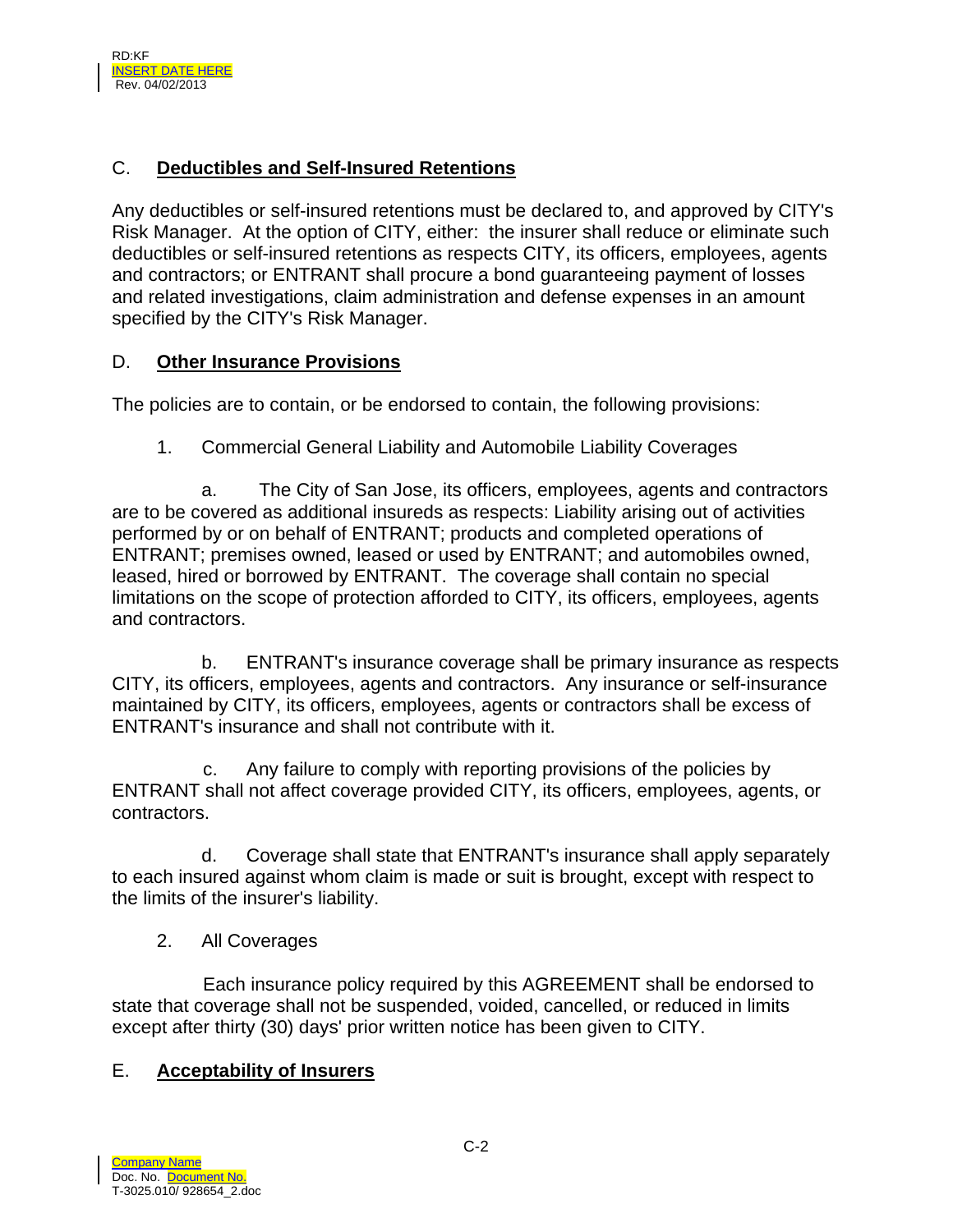## C. **Deductibles and Self-Insured Retentions**

Any deductibles or self-insured retentions must be declared to, and approved by CITY's Risk Manager. At the option of CITY, either: the insurer shall reduce or eliminate such deductibles or self-insured retentions as respects CITY, its officers, employees, agents and contractors; or ENTRANT shall procure a bond guaranteeing payment of losses and related investigations, claim administration and defense expenses in an amount specified by the CITY's Risk Manager.

## D. **Other Insurance Provisions**

The policies are to contain, or be endorsed to contain, the following provisions:

1. Commercial General Liability and Automobile Liability Coverages

a. The City of San Jose, its officers, employees, agents and contractors are to be covered as additional insureds as respects: Liability arising out of activities performed by or on behalf of ENTRANT; products and completed operations of ENTRANT; premises owned, leased or used by ENTRANT; and automobiles owned, leased, hired or borrowed by ENTRANT. The coverage shall contain no special limitations on the scope of protection afforded to CITY, its officers, employees, agents and contractors.

b. ENTRANT's insurance coverage shall be primary insurance as respects CITY, its officers, employees, agents and contractors. Any insurance or self-insurance maintained by CITY, its officers, employees, agents or contractors shall be excess of ENTRANT's insurance and shall not contribute with it.

c. Any failure to comply with reporting provisions of the policies by ENTRANT shall not affect coverage provided CITY, its officers, employees, agents, or contractors.

d. Coverage shall state that ENTRANT's insurance shall apply separately to each insured against whom claim is made or suit is brought, except with respect to the limits of the insurer's liability.

2. All Coverages

Each insurance policy required by this AGREEMENT shall be endorsed to state that coverage shall not be suspended, voided, cancelled, or reduced in limits except after thirty (30) days' prior written notice has been given to CITY.

## E. **Acceptability of Insurers**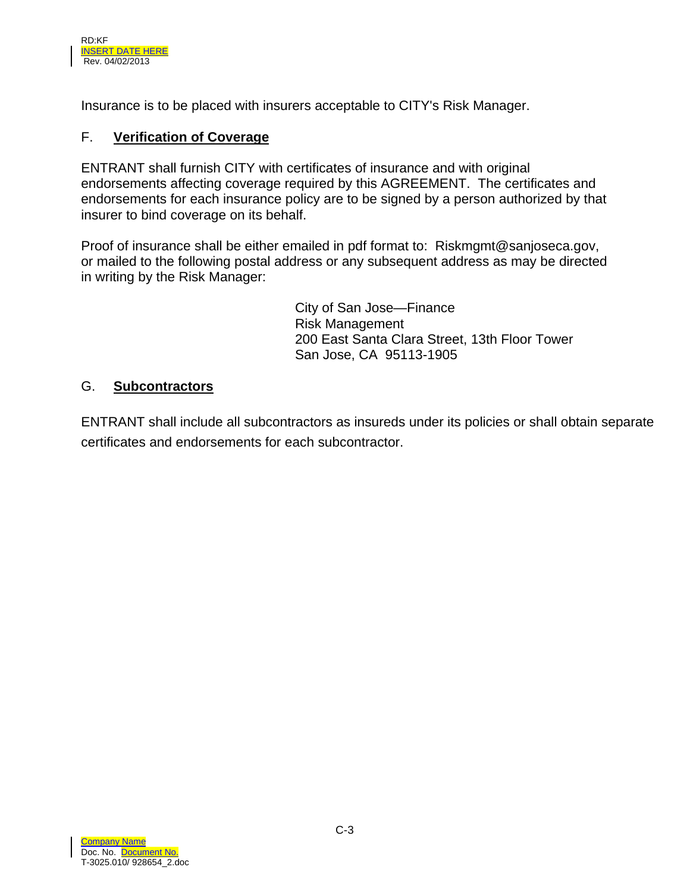Insurance is to be placed with insurers acceptable to CITY's Risk Manager.

F. **Verification of Coverage**

ENTRANT shall furnish CITY with certificates of insurance and with original endorsements affecting coverage required by this AGREEMENT. The certificates and endorsements for each insurance policy are to be signed by a person authorized by that insurer to bind coverage on its behalf.

Proof of insurance shall be either emailed in pdf format to: Riskmgmt@sanjoseca.gov, or mailed to the following postal address or any subsequent address as may be directed in writing by the Risk Manager:

City of San Jose—Finance
Risk Management
200 East Santa Clara Street, 13th Floor Tower
San Jose, CA 95113-1905

G. **Subcontractors**

ENTRANT shall include all subcontractors as insureds under its policies or shall obtain separate certificates and endorsements for each subcontractor.